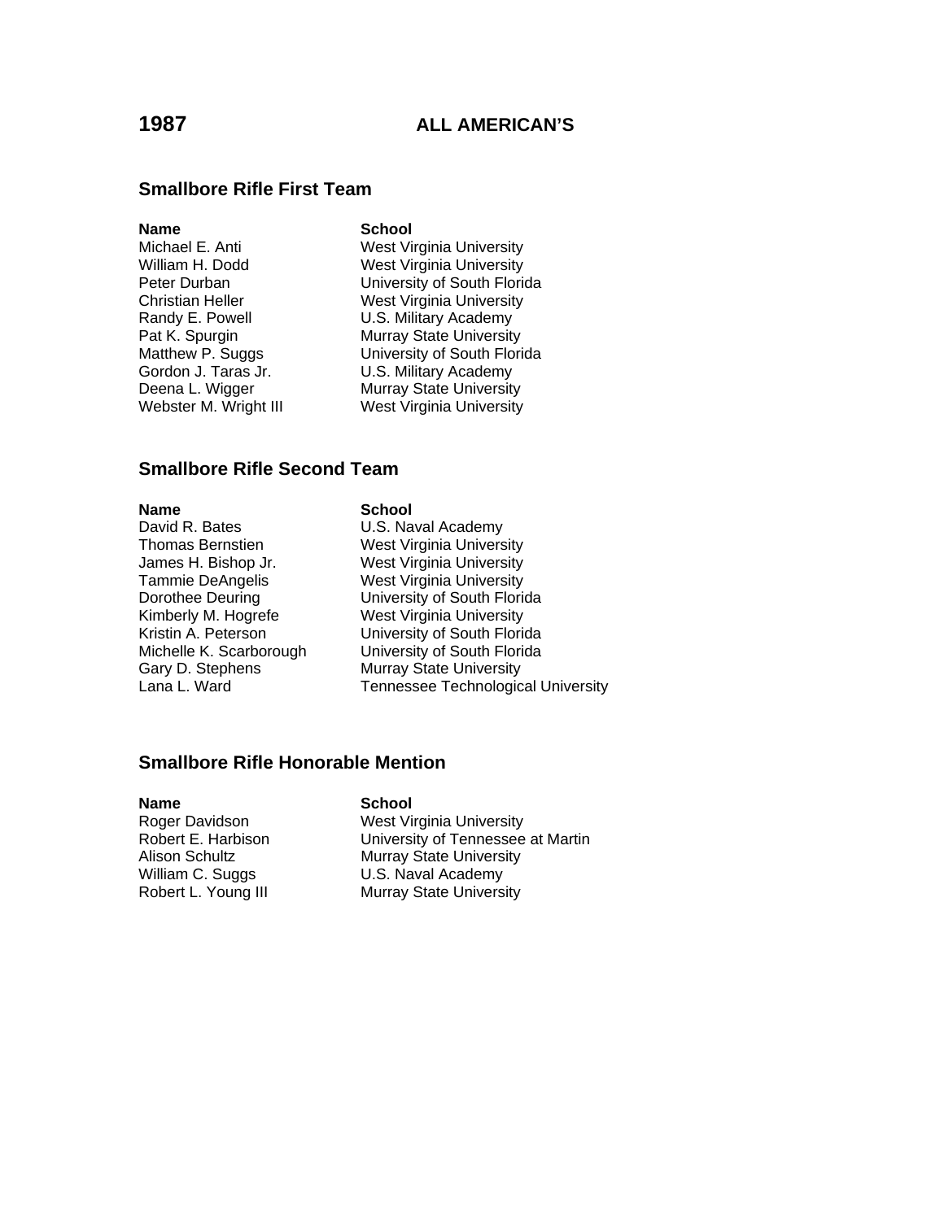# 1987 ALL AMERICAN'S

## Smallbore Rifle First Team

| Name | School |
|---|---|
| Michael E. Anti | West Virginia University |
| William H. Dodd | West Virginia University |
| Peter Durban | University of South Florida |
| Christian Heller | West Virginia University |
| Randy E. Powell | U.S. Military Academy |
| Pat K. Spurgin | Murray State University |
| Matthew P. Suggs | University of South Florida |
| Gordon J. Taras Jr. | U.S. Military Academy |
| Deena L. Wigger | Murray State University |
| Webster M. Wright III | West Virginia University |

## Smallbore Rifle Second Team

| Name | School |
|---|---|
| David R. Bates | U.S. Naval Academy |
| Thomas Bernstien | West Virginia University |
| James H. Bishop Jr. | West Virginia University |
| Tammie DeAngelis | West Virginia University |
| Dorothee Deuring | University of South Florida |
| Kimberly M. Hogrefe | West Virginia University |
| Kristin A. Peterson | University of South Florida |
| Michelle K. Scarborough | University of South Florida |
| Gary D. Stephens | Murray State University |
| Lana L. Ward | Tennessee Technological University |

## Smallbore Rifle Honorable Mention

| Name | School |
|---|---|
| Roger Davidson | West Virginia University |
| Robert E. Harbison | University of Tennessee at Martin |
| Alison Schultz | Murray State University |
| William C. Suggs | U.S. Naval Academy |
| Robert L. Young III | Murray State University |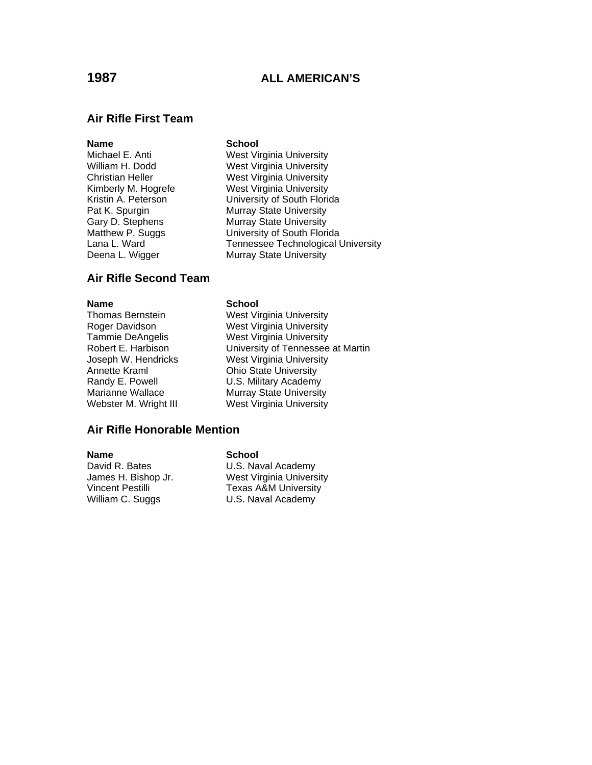# 1987 ALL AMERICAN’S

## Air Rifle First Team

| Name | School |
| --- | --- |
| Michael E. Anti | West Virginia University |
| William H. Dodd | West Virginia University |
| Christian Heller | West Virginia University |
| Kimberly M. Hogrefe | West Virginia University |
| Kristin A. Peterson | University of South Florida |
| Pat K. Spurgin | Murray State University |
| Gary D. Stephens | Murray State University |
| Matthew P. Suggs | University of South Florida |
| Lana L. Ward | Tennessee Technological University |
| Deena L. Wigger | Murray State University |

## Air Rifle Second Team

| Name | School |
| --- | --- |
| Thomas Bernstein | West Virginia University |
| Roger Davidson | West Virginia University |
| Tammie DeAngelis | West Virginia University |
| Robert E. Harbison | University of Tennessee at Martin |
| Joseph W. Hendricks | West Virginia University |
| Annette Kraml | Ohio State University |
| Randy E. Powell | U.S. Military Academy |
| Marianne Wallace | Murray State University |
| Webster M. Wright III | West Virginia University |

## Air Rifle Honorable Mention

| Name | School |
| --- | --- |
| David R. Bates | U.S. Naval Academy |
| James H. Bishop Jr. | West Virginia University |
| Vincent Pestilli | Texas A&M University |
| William C. Suggs | U.S. Naval Academy |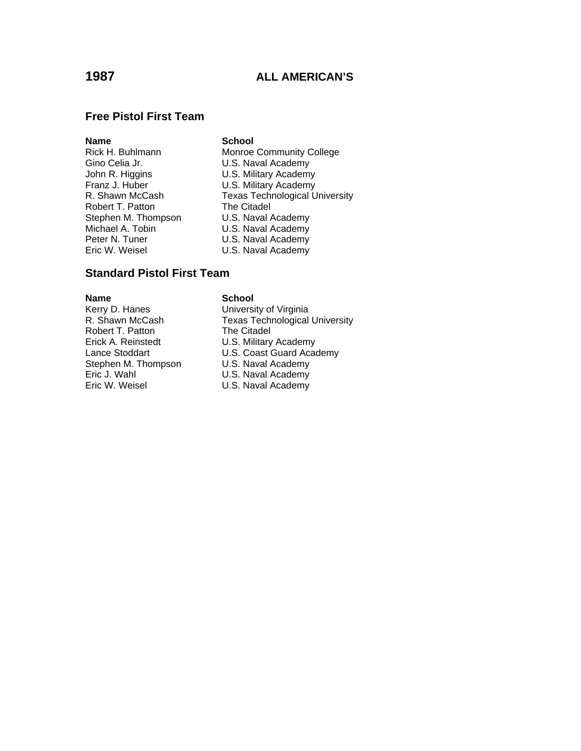# 1987 ALL AMERICAN'S

## Free Pistol First Team

| Name | School |
|---|---|
| Rick H. Buhlmann | Monroe Community College |
| Gino Celia Jr. | U.S. Naval Academy |
| John R. Higgins | U.S. Military Academy |
| Franz J. Huber | U.S. Military Academy |
| R. Shawn McCash | Texas Technological University |
| Robert T. Patton | The Citadel |
| Stephen M. Thompson | U.S. Naval Academy |
| Michael A. Tobin | U.S. Naval Academy |
| Peter N. Tuner | U.S. Naval Academy |
| Eric W. Weisel | U.S. Naval Academy |

## Standard Pistol First Team

| Name | School |
|---|---|
| Kerry D. Hanes | University of Virginia |
| R. Shawn McCash | Texas Technological University |
| Robert T. Patton | The Citadel |
| Erick A. Reinstedt | U.S. Military Academy |
| Lance Stoddart | U.S. Coast Guard Academy |
| Stephen M. Thompson | U.S. Naval Academy |
| Eric J. Wahl | U.S. Naval Academy |
| Eric W. Weisel | U.S. Naval Academy |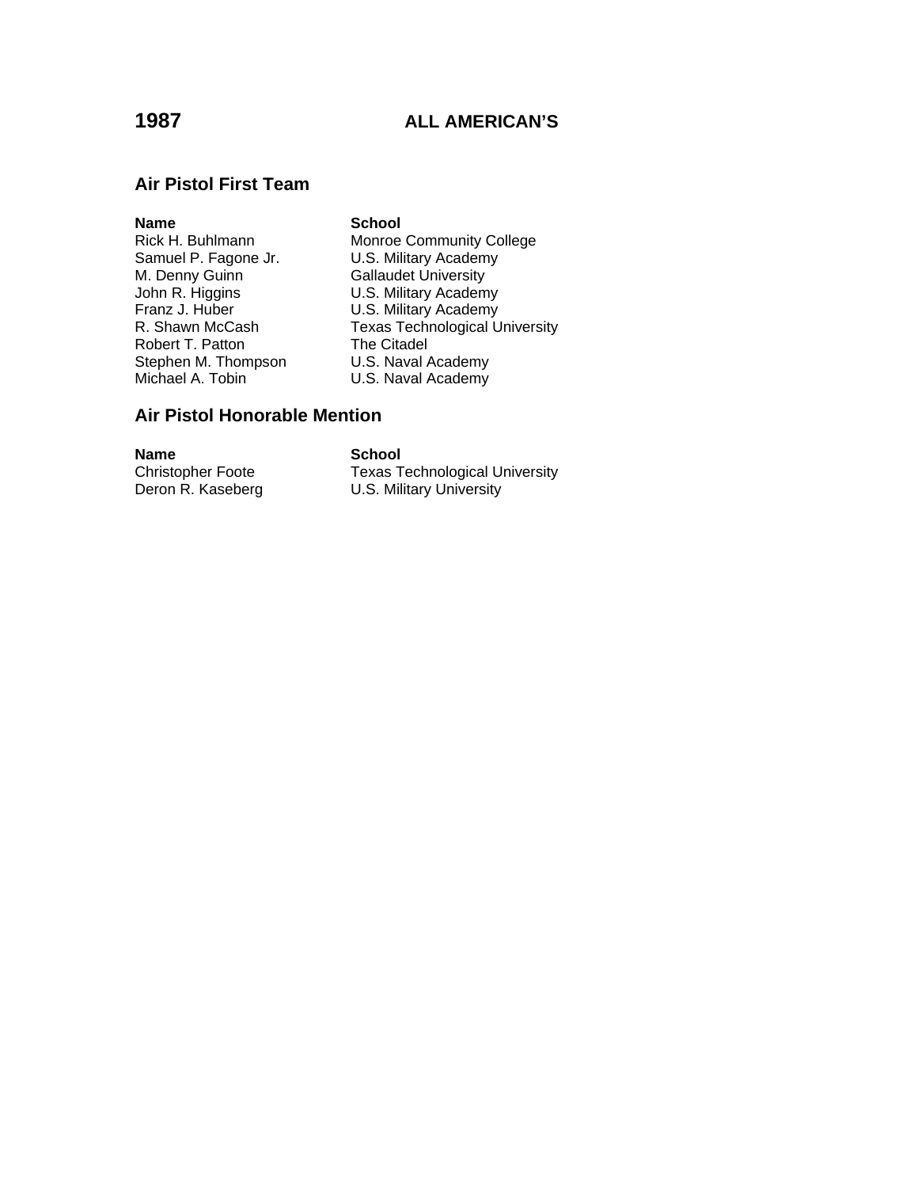# 1987 ALL AMERICAN'S

## Air Pistol First Team

| Name | School |
|---|---|
| Rick H. Buhlmann | Monroe Community College |
| Samuel P. Fagone Jr. | U.S. Military Academy |
| M. Denny Guinn | Gallaudet University |
| John R. Higgins | U.S. Military Academy |
| Franz J. Huber | U.S. Military Academy |
| R. Shawn McCash | Texas Technological University |
| Robert T. Patton | The Citadel |
| Stephen M. Thompson | U.S. Naval Academy |
| Michael A. Tobin | U.S. Naval Academy |

## Air Pistol Honorable Mention

| Name | School |
|---|---|
| Christopher Foote | Texas Technological University |
| Deron R. Kaseberg | U.S. Military University |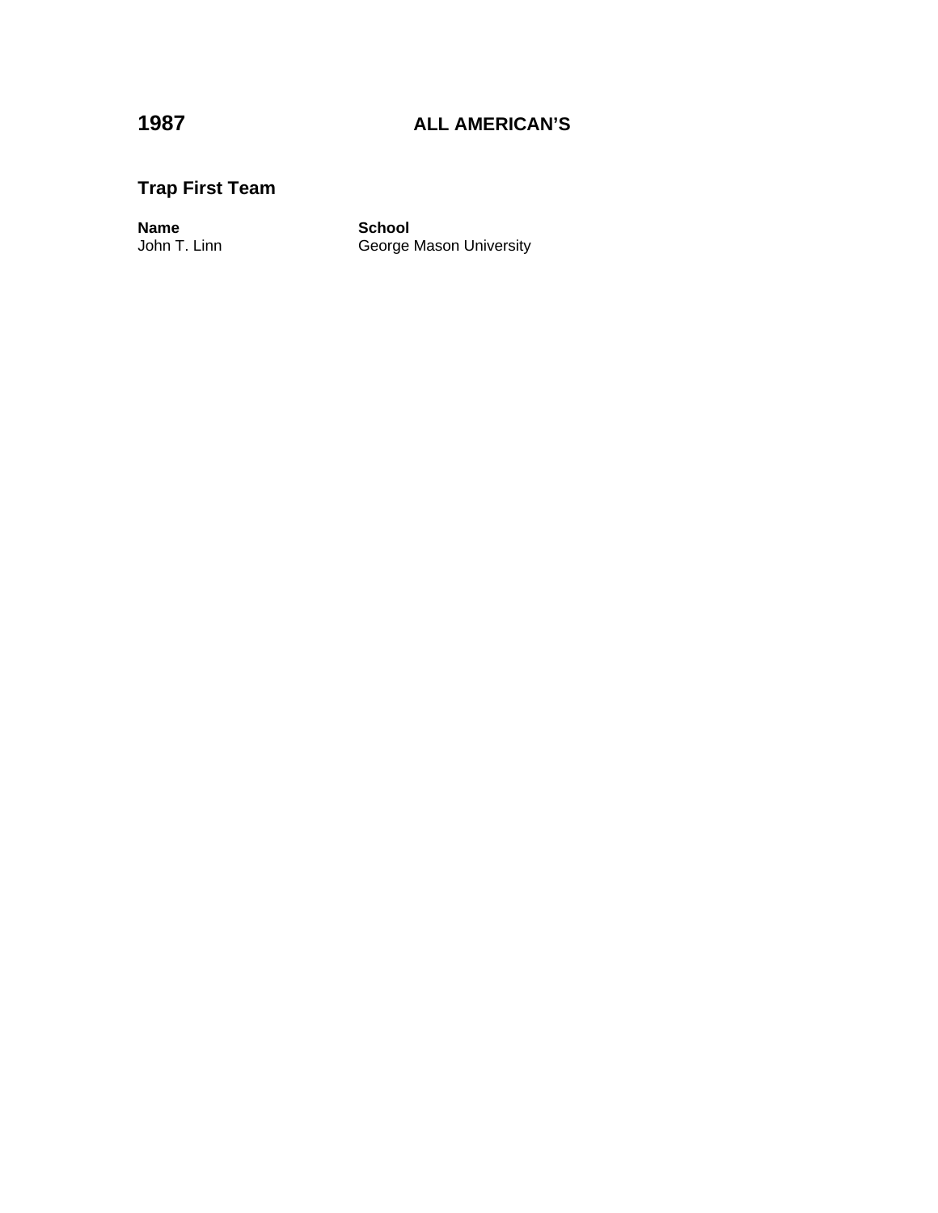# 1987 ALL AMERICAN'S

## Trap First Team

| Name | School |
| --- | --- |
| John T. Linn | George Mason University |